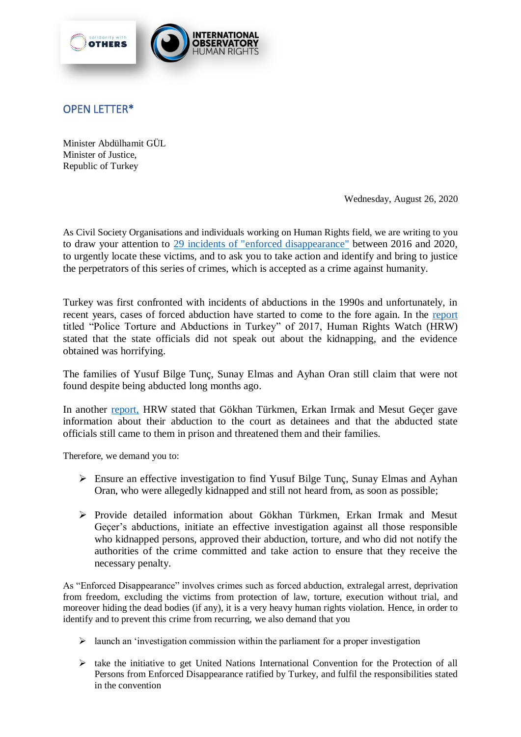## OPEN LETTER*

Minister Abdülhamit GÜL
Minister of Justice,
Republic of Turkey

Wednesday, August 26, 2020

As Civil Society Organisations and individuals working on Human Rights field, we are writing to you to draw your attention to 29 incidents of "enforced disappearance" between 2016 and 2020, to urgently locate these victims, and to ask you to take action and identify and bring to justice the perpetrators of this series of crimes, which is accepted as a crime against humanity.

Turkey was first confronted with incidents of abductions in the 1990s and unfortunately, in recent years, cases of forced abduction have started to come to the fore again. In the report titled “Police Torture and Abductions in Turkey” of 2017, Human Rights Watch (HRW) stated that the state officials did not speak out about the kidnapping, and the evidence obtained was horrifying.

The families of Yusuf Bilge Tunç, Sunay Elmas and Ayhan Oran still claim that were not found despite being abducted long months ago.

In another report, HRW stated that Gökhan Türkmen, Erkan Irmak and Mesut Geçer gave information about their abduction to the court as detainees and that the abducted state officials still came to them in prison and threatened them and their families.

Therefore, we demand you to:

- Ensure an effective investigation to find Yusuf Bilge Tunç, Sunay Elmas and Ayhan Oran, who were allegedly kidnapped and still not heard from, as soon as possible;
- Provide detailed information about Gökhan Türkmen, Erkan Irmak and Mesut Geçer’s abductions, initiate an effective investigation against all those responsible who kidnapped persons, approved their abduction, torture, and who did not notify the authorities of the crime committed and take action to ensure that they receive the necessary penalty.

As “Enforced Disappearance” involves crimes such as forced abduction, extralegal arrest, deprivation from freedom, excluding the victims from protection of law, torture, execution without trial, and moreover hiding the dead bodies (if any), it is a very heavy human rights violation. Hence, in order to identify and to prevent this crime from recurring, we also demand that you

- launch an ‘investigation commission within the parliament for a proper investigation
- take the initiative to get United Nations International Convention for the Protection of all Persons from Enforced Disappearance ratified by Turkey, and fulfil the responsibilities stated in the convention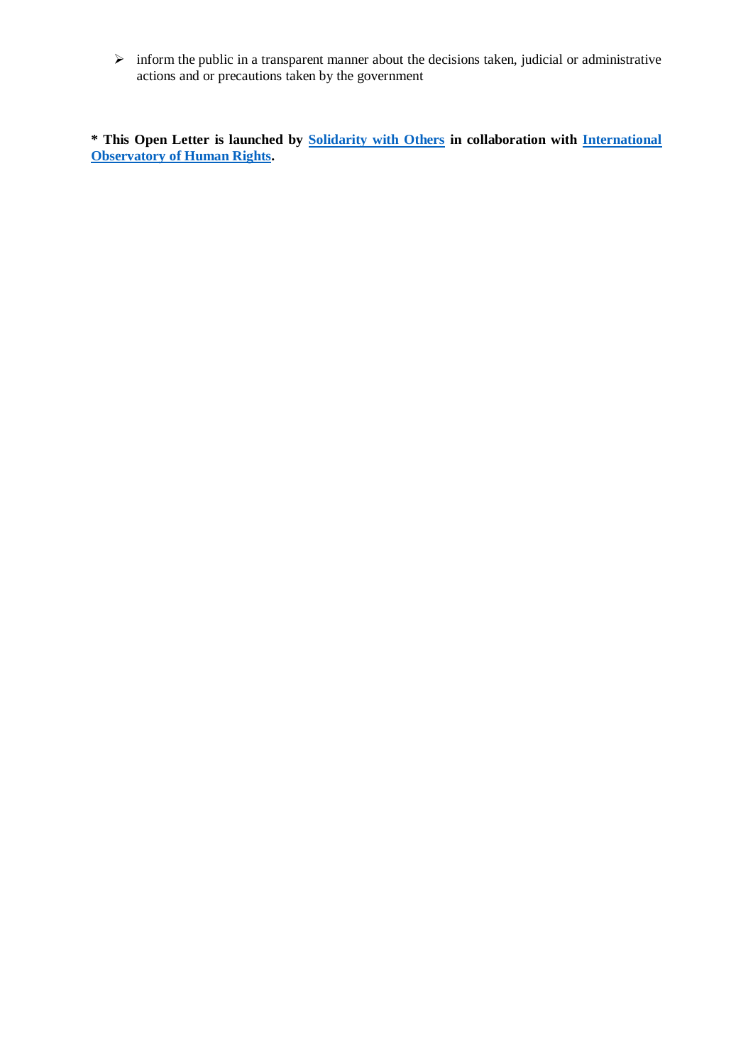- inform the public in a transparent manner about the decisions taken, judicial or administrative actions and or precautions taken by the government

**\* This Open Letter is launched by [Solidarity with Others]() in collaboration with [International Observatory of Human Rights]().**